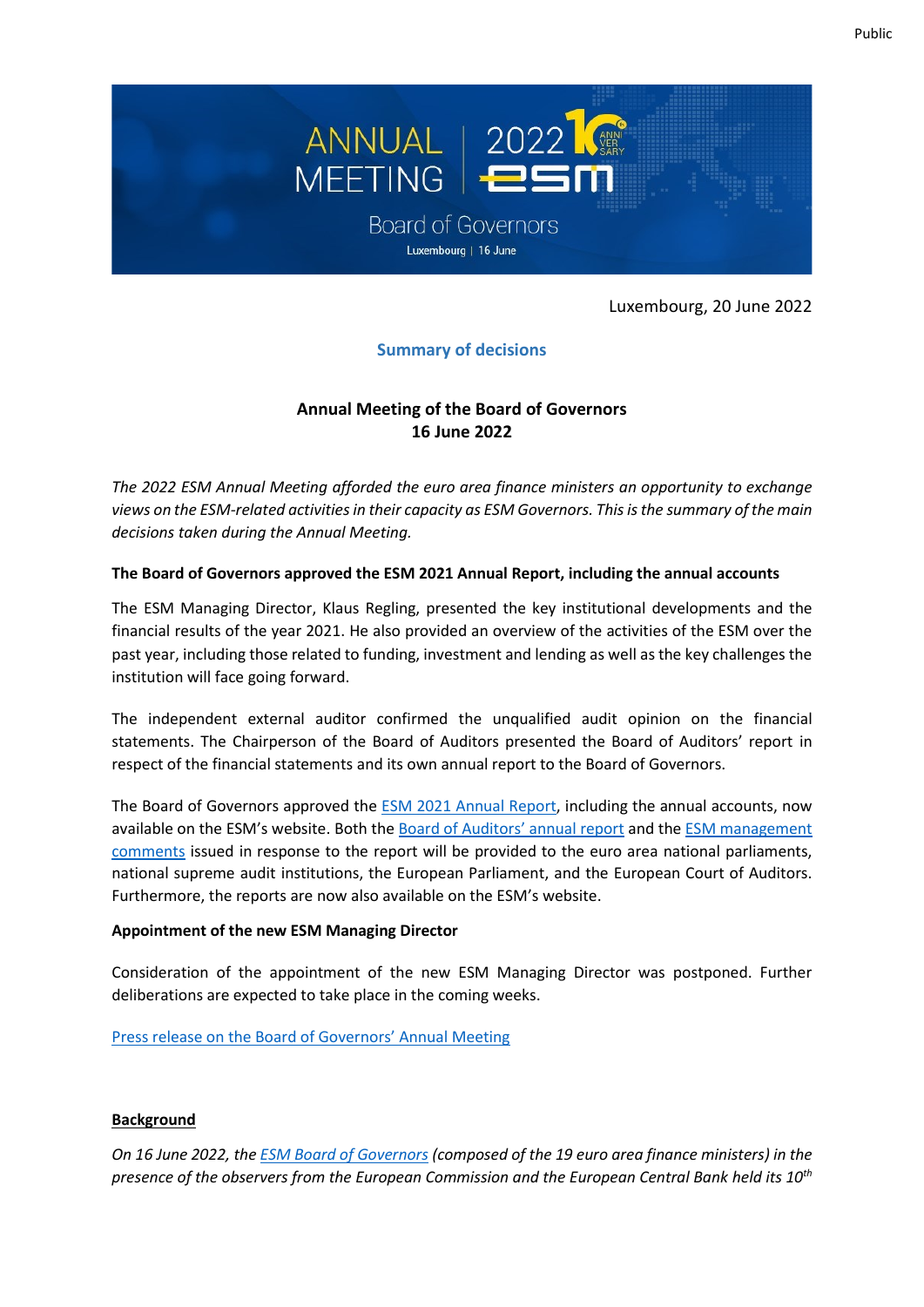Luxembourg, 20 June 2022

## Summary of decisions

### Annual Meeting of the Board of Governors
### 16 June 2022

*The 2022 ESM Annual Meeting afforded the euro area finance ministers an opportunity to exchange views on the ESM-related activities in their capacity as ESM Governors. This is the summary of the main decisions taken during the Annual Meeting.*

**The Board of Governors approved the ESM 2021 Annual Report, including the annual accounts**

The ESM Managing Director, Klaus Regling, presented the key institutional developments and the financial results of the year 2021. He also provided an overview of the activities of the ESM over the past year, including those related to funding, investment and lending as well as the key challenges the institution will face going forward.

The independent external auditor confirmed the unqualified audit opinion on the financial statements. The Chairperson of the Board of Auditors presented the Board of Auditors' report in respect of the financial statements and its own annual report to the Board of Governors.

The Board of Governors approved the ESM 2021 Annual Report, including the annual accounts, now available on the ESM's website. Both the Board of Auditors' annual report and the ESM management comments issued in response to the report will be provided to the euro area national parliaments, national supreme audit institutions, the European Parliament, and the European Court of Auditors. Furthermore, the reports are now also available on the ESM's website.

**Appointment of the new ESM Managing Director**

Consideration of the appointment of the new ESM Managing Director was postponed. Further deliberations are expected to take place in the coming weeks.

Press release on the Board of Governors' Annual Meeting

**Background**

*On 16 June 2022, the ESM Board of Governors (composed of the 19 euro area finance ministers) in the presence of the observers from the European Commission and the European Central Bank held its 10th*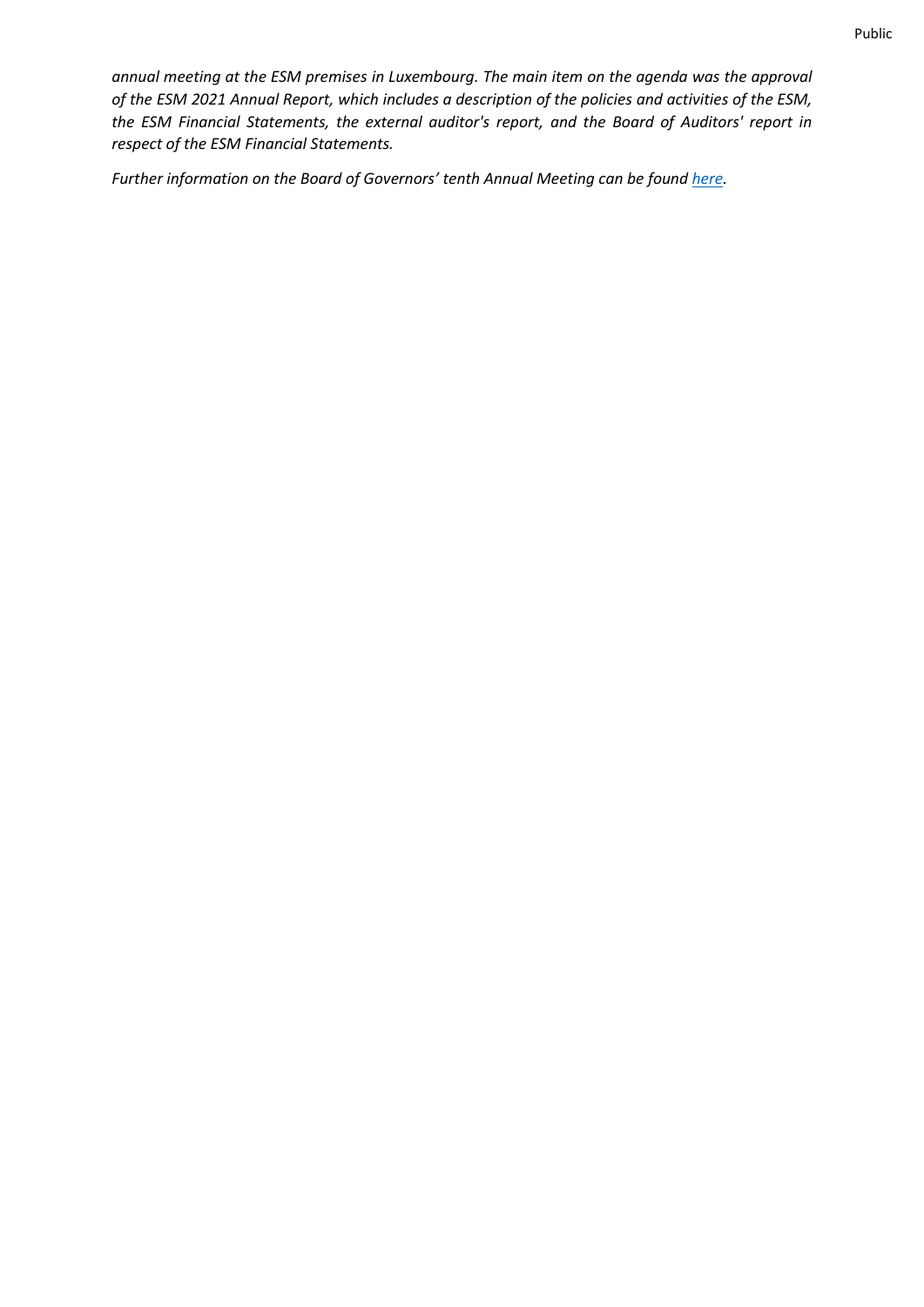*annual meeting at the ESM premises in Luxembourg. The main item on the agenda was the approval of the ESM 2021 Annual Report, which includes a description of the policies and activities of the ESM, the ESM Financial Statements, the external auditor's report, and the Board of Auditors' report in respect of the ESM Financial Statements.*

*Further information on the Board of Governors' tenth Annual Meeting can be found here.*